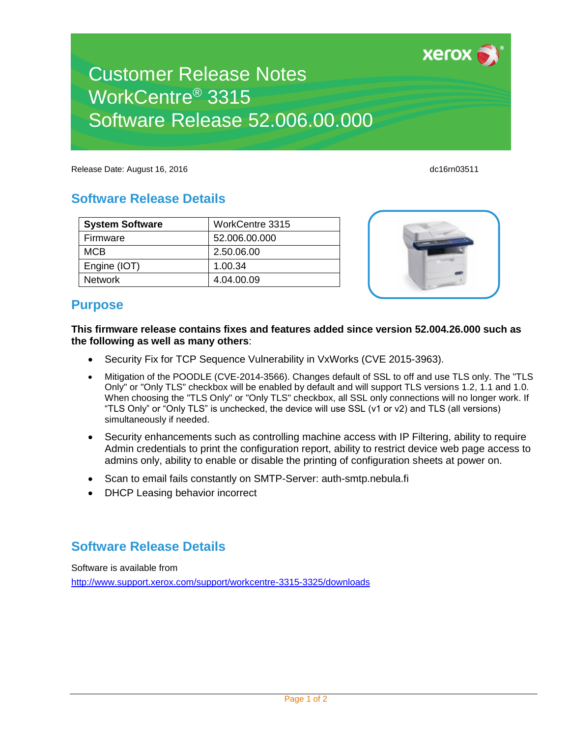# Customer Release Notes
# WorkCentre® 3315
# Software Release 52.006.00.000

Release Date: August 16, 2016 dc16rn03511

## Software Release Details

| System Software | WorkCentre 3315 |
|---|---|
| Firmware | 52.006.00.000 |
| MCB | 2.50.06.00 |
| Engine (IOT) | 1.00.34 |
| Network | 4.04.00.09 |

## Purpose

**This firmware release contains fixes and features added since version 52.004.26.000 such as the following as well as many others**:

- Security Fix for TCP Sequence Vulnerability in VxWorks (CVE 2015-3963).
- Mitigation of the POODLE (CVE-2014-3566). Changes default of SSL to off and use TLS only. The "TLS Only" or "Only TLS" checkbox will be enabled by default and will support TLS versions 1.2, 1.1 and 1.0. When choosing the "TLS Only" or "Only TLS" checkbox, all SSL only connections will no longer work. If "TLS Only" or "Only TLS" is unchecked, the device will use SSL (v1 or v2) and TLS (all versions) simultaneously if needed.
- Security enhancements such as controlling machine access with IP Filtering, ability to require Admin credentials to print the configuration report, ability to restrict device web page access to admins only, ability to enable or disable the printing of configuration sheets at power on.
- Scan to email fails constantly on SMTP-Server: auth-smtp.nebula.fi
- DHCP Leasing behavior incorrect

## Software Release Details

Software is available from

http://www.support.xerox.com/support/workcentre-3315-3325/downloads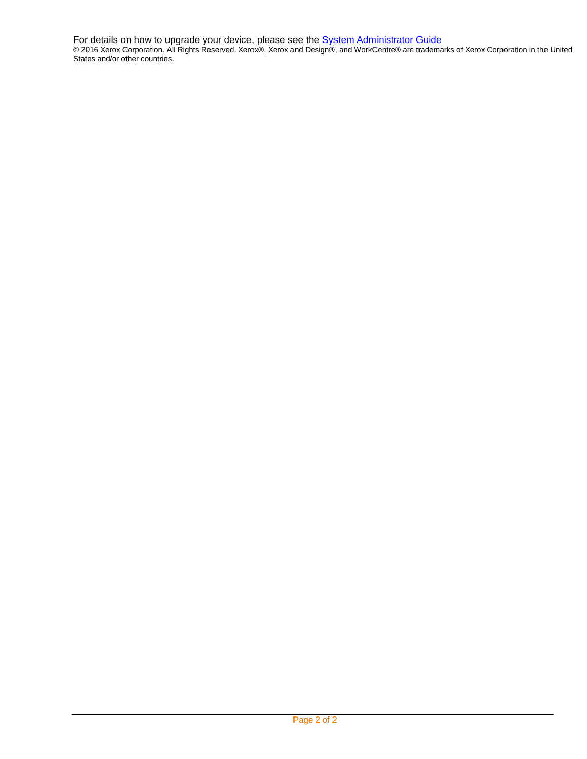For details on how to upgrade your device, please see the [System Administrator Guide]

© 2016 Xerox Corporation. All Rights Reserved. Xerox®, Xerox and Design®, and WorkCentre® are trademarks of Xerox Corporation in the United States and/or other countries.